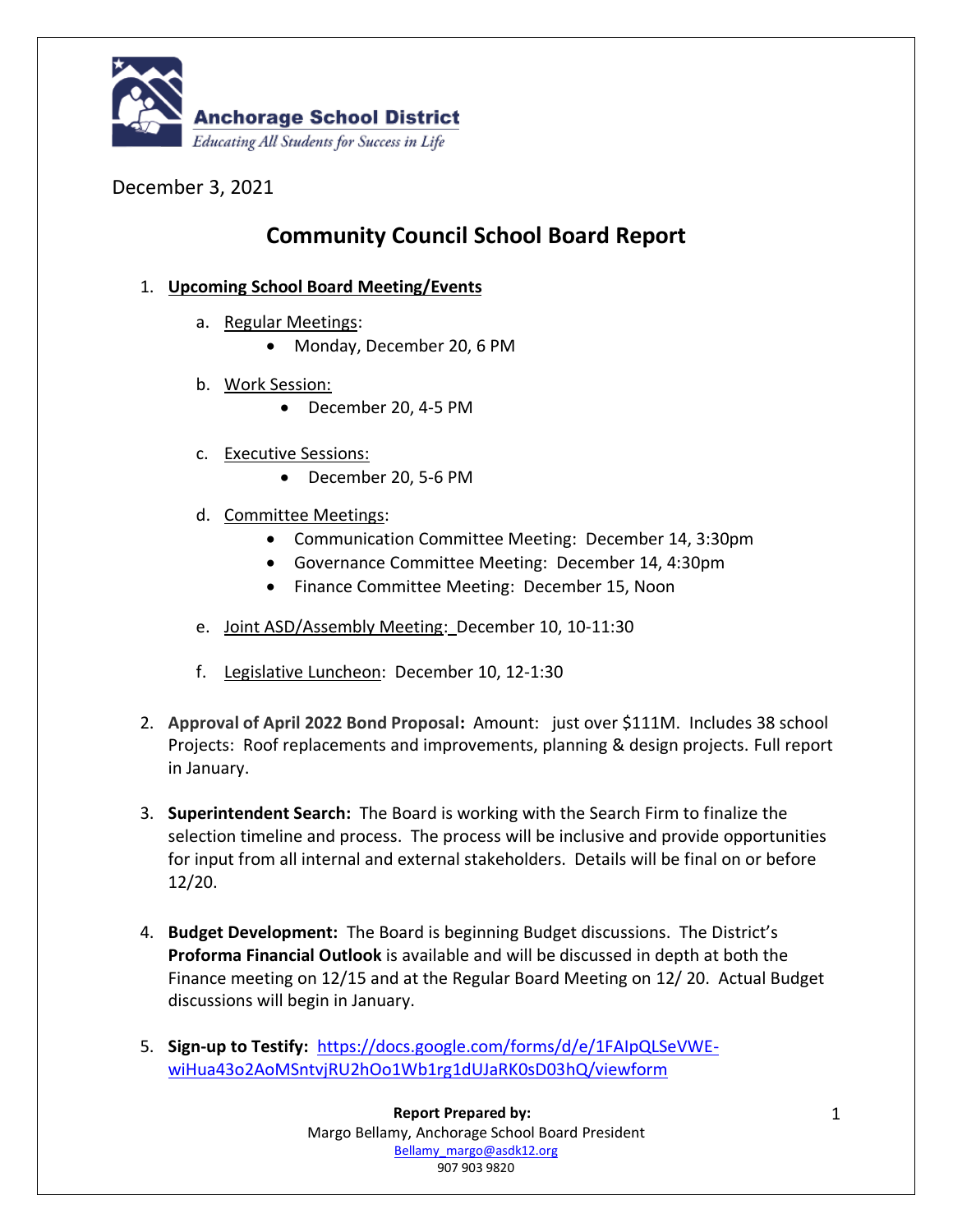**Anchorage School District**
*Educating All Students for Success in Life*

December 3, 2021

# Community Council School Board Report

1. **Upcoming School Board Meeting/Events**
   a. Regular Meetings:
      - Monday, December 20, 6 PM

   b. Work Session:
      - December 20, 4-5 PM

   c. Executive Sessions:
      - December 20, 5-6 PM

   d. Committee Meetings:
      - Communication Committee Meeting: December 14, 3:30pm
      - Governance Committee Meeting: December 14, 4:30pm
      - Finance Committee Meeting: December 15, Noon

   e. Joint ASD/Assembly Meeting: December 10, 10-11:30

   f. Legislative Luncheon: December 10, 12-1:30

2. **Approval of April 2022 Bond Proposal:** Amount: just over $111M. Includes 38 school Projects: Roof replacements and improvements, planning & design projects. Full report in January.

3. **Superintendent Search:** The Board is working with the Search Firm to finalize the selection timeline and process. The process will be inclusive and provide opportunities for input from all internal and external stakeholders. Details will be final on or before 12/20.

4. **Budget Development:** The Board is beginning Budget discussions. The District's **Proforma Financial Outlook** is available and will be discussed in depth at both the Finance meeting on 12/15 and at the Regular Board Meeting on 12/ 20. Actual Budget discussions will begin in January.

5. **Sign-up to Testify:** https://docs.google.com/forms/d/e/1FAIpQLSeVWE-wiHua43o2AoMSntvjRU2hOo1Wb1rg1dUJaRK0sD03hQ/viewform

**Report Prepared by:**
Margo Bellamy, Anchorage School Board President
Bellamy_margo@asdk12.org
907 903 9820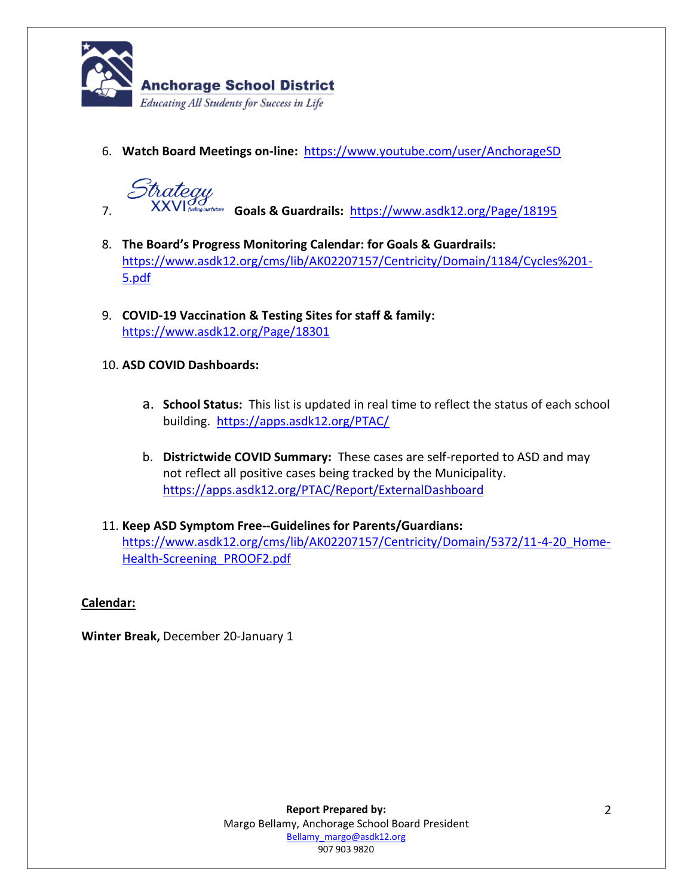6. **Watch Board Meetings on-line:** https://www.youtube.com/user/AnchorageSD

7. Strategy XXVI fueling our future **Goals & Guardrails:** https://www.asdk12.org/Page/18195

8. **The Board's Progress Monitoring Calendar: for Goals & Guardrails:** https://www.asdk12.org/cms/lib/AK02207157/Centricity/Domain/1184/Cycles%201-5.pdf

9. **COVID-19 Vaccination & Testing Sites for staff & family:** https://www.asdk12.org/Page/18301

10. **ASD COVID Dashboards:**

    a. **School Status:** This list is updated in real time to reflect the status of each school building. https://apps.asdk12.org/PTAC/

    b. **Districtwide COVID Summary:** These cases are self-reported to ASD and may not reflect all positive cases being tracked by the Municipality. https://apps.asdk12.org/PTAC/Report/ExternalDashboard

11. **Keep ASD Symptom Free--Guidelines for Parents/Guardians:** https://www.asdk12.org/cms/lib/AK02207157/Centricity/Domain/5372/11-4-20_Home-Health-Screening_PROOF2.pdf

**Calendar:**

**Winter Break,** December 20-January 1

**Report Prepared by:**
Margo Bellamy, Anchorage School Board President
Bellamy_margo@asdk12.org
907 903 9820